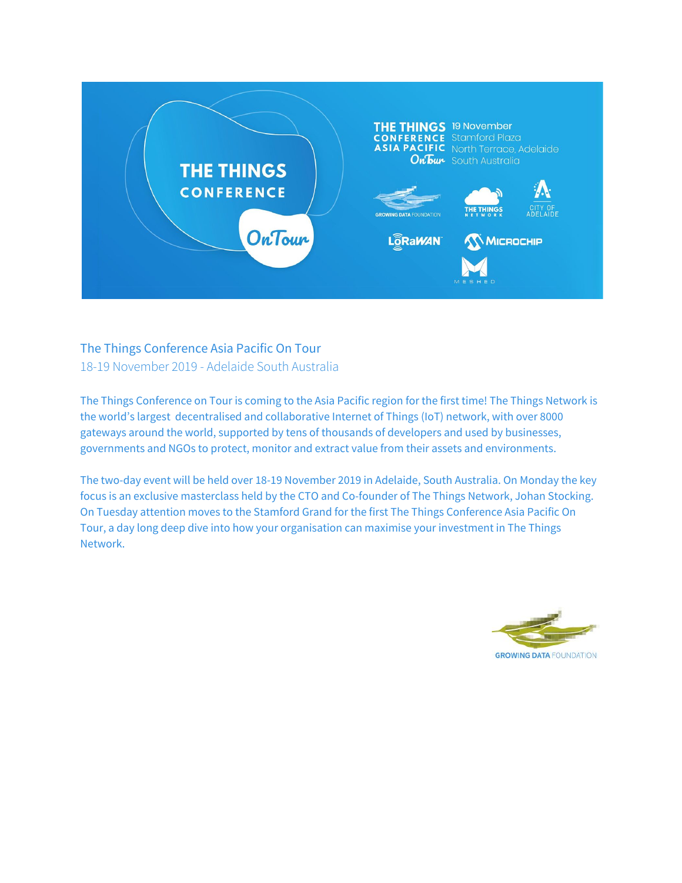## The Things Conference Asia Pacific On Tour

18-19 November 2019 - Adelaide South Australia

The Things Conference on Tour is coming to the Asia Pacific region for the first time! The Things Network is the world's largest decentralised and collaborative Internet of Things (IoT) network, with over 8000 gateways around the world, supported by tens of thousands of developers and used by businesses, governments and NGOs to protect, monitor and extract value from their assets and environments.

The two-day event will be held over 18-19 November 2019 in Adelaide, South Australia. On Monday the key focus is an exclusive masterclass held by the CTO and Co-founder of The Things Network, Johan Stocking. On Tuesday attention moves to the Stamford Grand for the first The Things Conference Asia Pacific On Tour, a day long deep dive into how your organisation can maximise your investment in The Things Network.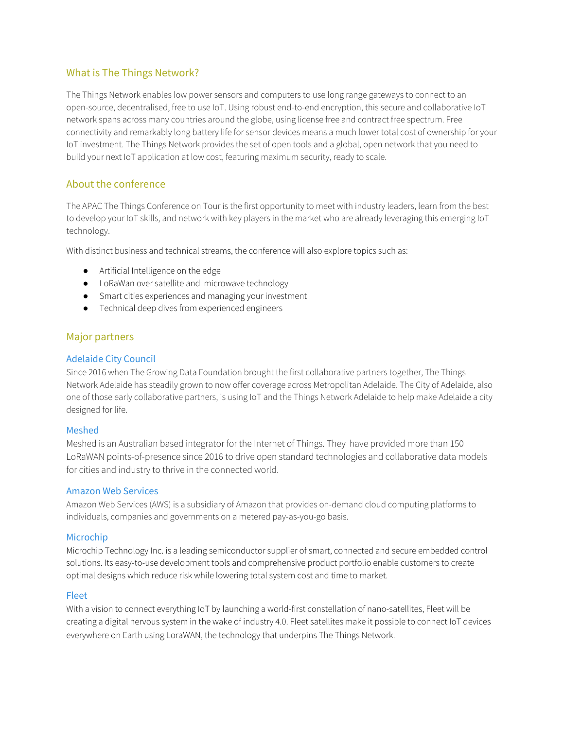## What is The Things Network?

The Things Network enables low power sensors and computers to use long range gateways to connect to an open-source, decentralised, free to use IoT. Using robust end-to-end encryption, this secure and collaborative IoT network spans across many countries around the globe, using license free and contract free spectrum. Free connectivity and remarkably long battery life for sensor devices means a much lower total cost of ownership for your IoT investment. The Things Network provides the set of open tools and a global, open network that you need to build your next IoT application at low cost, featuring maximum security, ready to scale.

## About the conference

The APAC The Things Conference on Tour is the first opportunity to meet with industry leaders, learn from the best to develop your IoT skills, and network with key players in the market who are already leveraging this emerging IoT technology.

With distinct business and technical streams, the conference will also explore topics such as:

- Artificial Intelligence on the edge
- LoRaWan over satellite and microwave technology
- Smart cities experiences and managing your investment
- Technical deep dives from experienced engineers

## Major partners

### Adelaide City Council

Since 2016 when The Growing Data Foundation brought the first collaborative partners together, The Things Network Adelaide has steadily grown to now offer coverage across Metropolitan Adelaide. The City of Adelaide, also one of those early collaborative partners, is using IoT and the Things Network Adelaide to help make Adelaide a city designed for life.

### Meshed

Meshed is an Australian based integrator for the Internet of Things. They have provided more than 150 LoRaWAN points-of-presence since 2016 to drive open standard technologies and collaborative data models for cities and industry to thrive in the connected world.

### Amazon Web Services

Amazon Web Services (AWS) is a subsidiary of Amazon that provides on-demand cloud computing platforms to individuals, companies and governments on a metered pay-as-you-go basis.

### Microchip

Microchip Technology Inc. is a leading semiconductor supplier of smart, connected and secure embedded control solutions. Its easy-to-use development tools and comprehensive product portfolio enable customers to create optimal designs which reduce risk while lowering total system cost and time to market.

### Fleet

With a vision to connect everything IoT by launching a world-first constellation of nano-satellites, Fleet will be creating a digital nervous system in the wake of industry 4.0. Fleet satellites make it possible to connect IoT devices everywhere on Earth using LoraWAN, the technology that underpins The Things Network.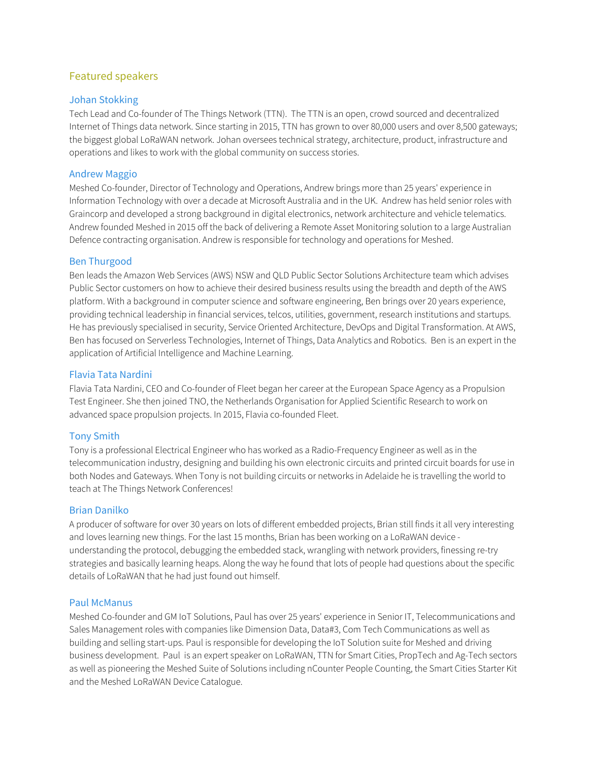## Featured speakers

### Johan Stokking

Tech Lead and Co-founder of The Things Network (TTN). The TTN is an open, crowd sourced and decentralized Internet of Things data network. Since starting in 2015, TTN has grown to over 80,000 users and over 8,500 gateways; the biggest global LoRaWAN network. Johan oversees technical strategy, architecture, product, infrastructure and operations and likes to work with the global community on success stories.

### Andrew Maggio

Meshed Co-founder, Director of Technology and Operations, Andrew brings more than 25 years' experience in Information Technology with over a decade at Microsoft Australia and in the UK. Andrew has held senior roles with Graincorp and developed a strong background in digital electronics, network architecture and vehicle telematics. Andrew founded Meshed in 2015 off the back of delivering a Remote Asset Monitoring solution to a large Australian Defence contracting organisation. Andrew is responsible for technology and operations for Meshed.

### Ben Thurgood

Ben leads the Amazon Web Services (AWS) NSW and QLD Public Sector Solutions Architecture team which advises Public Sector customers on how to achieve their desired business results using the breadth and depth of the AWS platform. With a background in computer science and software engineering, Ben brings over 20 years experience, providing technical leadership in financial services, telcos, utilities, government, research institutions and startups. He has previously specialised in security, Service Oriented Architecture, DevOps and Digital Transformation. At AWS, Ben has focused on Serverless Technologies, Internet of Things, Data Analytics and Robotics. Ben is an expert in the application of Artificial Intelligence and Machine Learning.

### Flavia Tata Nardini

Flavia Tata Nardini, CEO and Co-founder of Fleet began her career at the European Space Agency as a Propulsion Test Engineer. She then joined TNO, the Netherlands Organisation for Applied Scientific Research to work on advanced space propulsion projects. In 2015, Flavia co-founded Fleet.

### Tony Smith

Tony is a professional Electrical Engineer who has worked as a Radio-Frequency Engineer as well as in the telecommunication industry, designing and building his own electronic circuits and printed circuit boards for use in both Nodes and Gateways. When Tony is not building circuits or networks in Adelaide he is travelling the world to teach at The Things Network Conferences!

### Brian Danilko

A producer of software for over 30 years on lots of different embedded projects, Brian still finds it all very interesting and loves learning new things. For the last 15 months, Brian has been working on a LoRaWAN device - understanding the protocol, debugging the embedded stack, wrangling with network providers, finessing re-try strategies and basically learning heaps. Along the way he found that lots of people had questions about the specific details of LoRaWAN that he had just found out himself.

### Paul McManus

Meshed Co-founder and GM IoT Solutions, Paul has over 25 years' experience in Senior IT, Telecommunications and Sales Management roles with companies like Dimension Data, Data#3, Com Tech Communications as well as building and selling start-ups. Paul is responsible for developing the IoT Solution suite for Meshed and driving business development. Paul is an expert speaker on LoRaWAN, TTN for Smart Cities, PropTech and Ag-Tech sectors as well as pioneering the Meshed Suite of Solutions including nCounter People Counting, the Smart Cities Starter Kit and the Meshed LoRaWAN Device Catalogue.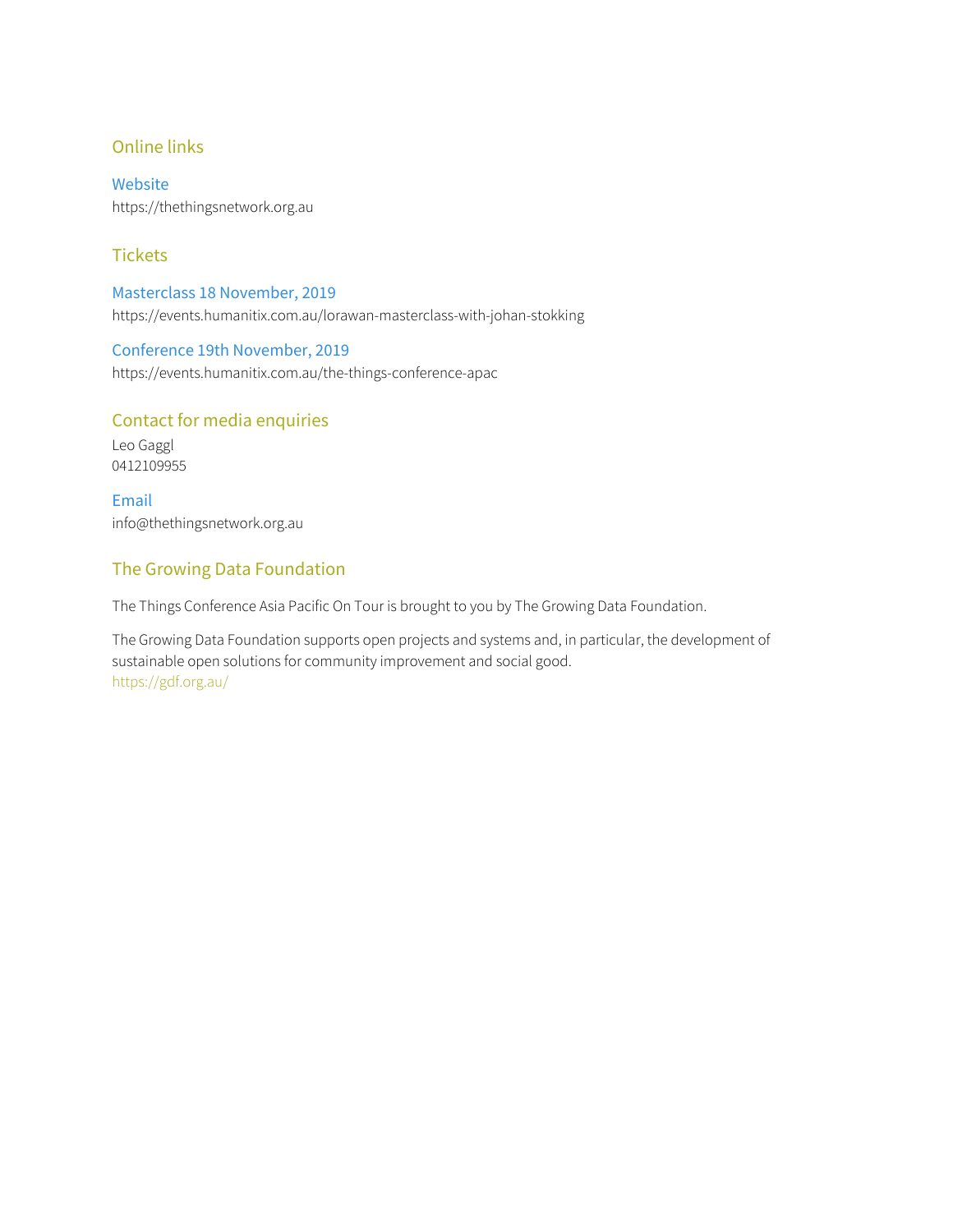## Online links

### Website

https://thethingsnetwork.org.au

## Tickets

### Masterclass 18 November, 2019

https://events.humanitix.com.au/lorawan-masterclass-with-johan-stokking

### Conference 19th November, 2019

https://events.humanitix.com.au/the-things-conference-apac

## Contact for media enquiries

Leo Gaggl
0412109955

### Email

info@thethingsnetwork.org.au

## The Growing Data Foundation

The Things Conference Asia Pacific On Tour is brought to you by The Growing Data Foundation.

The Growing Data Foundation supports open projects and systems and, in particular, the development of sustainable open solutions for community improvement and social good.
https://gdf.org.au/